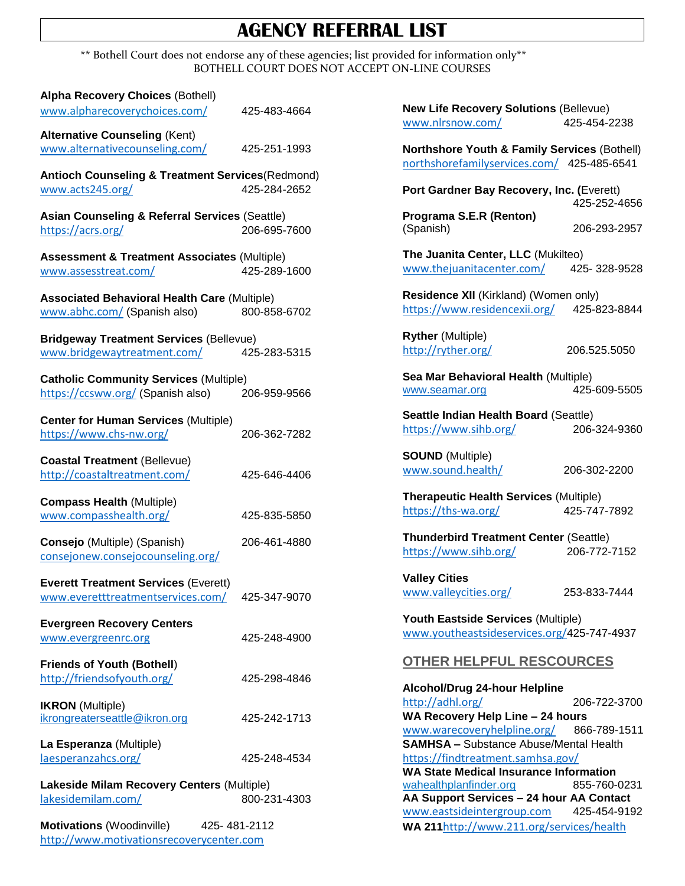# AGENCY REFERRAL LIST

** Bothell Court does not endorse any of these agencies; list provided for information only**
BOTHELL COURT DOES NOT ACCEPT ON-LINE COURSES

**Alpha Recovery Choices** (Bothell)
www.alpharecoverychoices.com/ 425-483-4664

**Alternative Counseling** (Kent)
www.alternativecounseling.com/ 425-251-1993

**Antioch Counseling & Treatment Services**(Redmond)
www.acts245.org/ 425-284-2652

**Asian Counseling & Referral Services** (Seattle)
https://acrs.org/ 206-695-7600

**Assessment & Treatment Associates** (Multiple)
www.assesstreat.com/ 425-289-1600

**Associated Behavioral Health Care** (Multiple)
www.abhc.com/ (Spanish also) 800-858-6702

**Bridgeway Treatment Services** (Bellevue)
www.bridgewaytreatment.com/ 425-283-5315

**Catholic Community Services** (Multiple)
https://ccsww.org/ (Spanish also) 206-959-9566

**Center for Human Services** (Multiple)
https://www.chs-nw.org/ 206-362-7282

**Coastal Treatment** (Bellevue)
http://coastaltreatment.com/ 425-646-4406

**Compass Health** (Multiple)
www.compasshealth.org/ 425-835-5850

**Consejo** (Multiple) (Spanish) 206-461-4880
consejonew.consejocounseling.org/

**Everett Treatment Services** (Everett)
www.everetttreatmentservices.com/ 425-347-9070

**Evergreen Recovery Centers**
www.evergreenrc.org 425-248-4900

**Friends of Youth (Bothell**)
http://friendsofyouth.org/ 425-298-4846

**IKRON** (Multiple)
ikrongreaterseattle@ikron.org 425-242-1713

**La Esperanza** (Multiple)
laesperanzahcs.org/ 425-248-4534

**Lakeside Milam Recovery Centers** (Multiple)
lakesidemilam.com/ 800-231-4303

**Motivations** (Woodinville) 425- 481-2112
http://www.motivationsrecoverycenter.com

**New Life Recovery Solutions** (Bellevue)
www.nlrsnow.com/ 425-454-2238

**Northshore Youth & Family Services** (Bothell)
northshorefamilyservices.com/ 425-485-6541

**Port Gardner Bay Recovery, Inc. (**Everett)
425-252-4656

**Programa S.E.R (Renton)**
(Spanish) 206-293-2957

**The Juanita Center, LLC** (Mukilteo)
www.thejuanitacenter.com/ 425- 328-9528

**Residence XII** (Kirkland) (Women only)
https://www.residencexii.org/ 425-823-8844

**Ryther** (Multiple)
http://ryther.org/ 206.525.5050

**Sea Mar Behavioral Health** (Multiple)
www.seamar.org 425-609-5505

**Seattle Indian Health Board** (Seattle)
https://www.sihb.org/ 206-324-9360

**SOUND** (Multiple)
www.sound.health/ 206-302-2200

**Therapeutic Health Services** (Multiple)
https://ths-wa.org/ 425-747-7892

**Thunderbird Treatment Center** (Seattle)
https://www.sihb.org/ 206-772-7152

**Valley Cities**
www.valleycities.org/ 253-833-7444

**Youth Eastside Services** (Multiple)
www.youtheastsideservices.org/425-747-4937

## OTHER HELPFUL RESCOURCES

**Alcohol/Drug 24-hour Helpline**
http://adhl.org/ 206-722-3700

**WA Recovery Help Line – 24 hours**
www.warecoveryhelpline.org/ 866-789-1511

**SAMHSA –** Substance Abuse/Mental Health
https://findtreatment.samhsa.gov/

**WA State Medical Insurance Information**
wahealthplanfinder.org 855-760-0231

**AA Support Services – 24 hour AA Contact**
www.eastsideintergroup.com 425-454-9192

**WA 211**http://www.211.org/services/health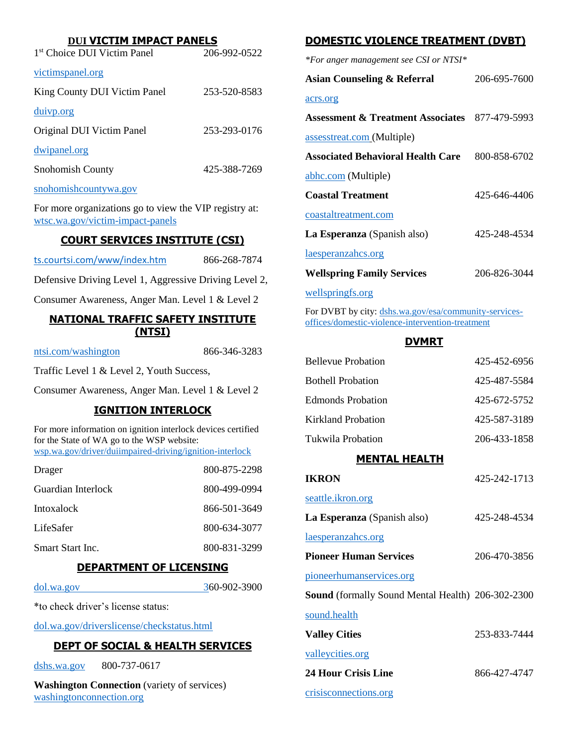## DUI VICTIM IMPACT PANELS

| | |
|---|---|
| 1st Choice DUI Victim Panel | 206-992-0522 |
| victimspanel.org | |
| King County DUI Victim Panel | 253-520-8583 |
| duivp.org | |
| Original DUI Victim Panel | 253-293-0176 |
| dwipanel.org | |
| Snohomish County | 425-388-7269 |
| snohomishcountywa.gov | |

For more organizations go to view the VIP registry at: wtsc.wa.gov/victim-impact-panels

## COURT SERVICES INSTITUTE (CSI)

ts.courtsi.com/www/index.htm 866-268-7874

Defensive Driving Level 1, Aggressive Driving Level 2,

Consumer Awareness, Anger Man. Level 1 & Level 2

## NATIONAL TRAFFIC SAFETY INSTITUTE (NTSI)

ntsi.com/washington 866-346-3283

Traffic Level 1 & Level 2, Youth Success,

Consumer Awareness, Anger Man. Level 1 & Level 2

## IGNITION INTERLOCK

For more information on ignition interlock devices certified for the State of WA go to the WSP website: wsp.wa.gov/driver/duiimpaired-driving/ignition-interlock

| | |
|---|---|
| Drager | 800-875-2298 |
| Guardian Interlock | 800-499-0994 |
| Intoxalock | 866-501-3649 |
| LifeSafer | 800-634-3077 |
| Smart Start Inc. | 800-831-3299 |

## DEPARTMENT OF LICENSING

dol.wa.gov 360-902-3900

*to check driver's license status:

dol.wa.gov/driverslicense/checkstatus.html

## DEPT OF SOCIAL & HEALTH SERVICES

dshs.wa.gov 800-737-0617

**Washington Connection** (variety of services) washingtonconnection.org

## DOMESTIC VIOLENCE TREATMENT (DVBT)

*For anger management see CSI or NTSI*

| | |
|---|---|
| **Asian Counseling & Referral** | 206-695-7600 |
| acrs.org | |
| **Assessment & Treatment Associates** | 877-479-5993 |
| assesstreat.com (Multiple) | |
| **Associated Behavioral Health Care** | 800-858-6702 |
| abhc.com (Multiple) | |
| **Coastal Treatment** | 425-646-4406 |
| coastaltreatment.com | |
| **La Esperanza** (Spanish also) | 425-248-4534 |
| laesperanzahcs.org | |
| **Wellspring Family Services** | 206-826-3044 |
| wellspringfs.org | |

For DVBT by city: dshs.wa.gov/esa/community-services-offices/domestic-violence-intervention-treatment

## DVMRT

| | |
|---|---|
| Bellevue Probation | 425-452-6956 |
| Bothell Probation | 425-487-5584 |
| Edmonds Probation | 425-672-5752 |
| Kirkland Probation | 425-587-3189 |
| Tukwila Probation | 206-433-1858 |

## MENTAL HEALTH

| | |
|---|---|
| **IKRON** | 425-242-1713 |
| seattle.ikron.org | |
| **La Esperanza** (Spanish also) | 425-248-4534 |
| laesperanzahcs.org | |
| **Pioneer Human Services** | 206-470-3856 |
| pioneerhumanservices.org | |
| **Sound** (formally Sound Mental Health) | 206-302-2300 |
| sound.health | |
| **Valley Cities** | 253-833-7444 |
| valleycities.org | |
| **24 Hour Crisis Line** | 866-427-4747 |
| crisisconnections.org | |